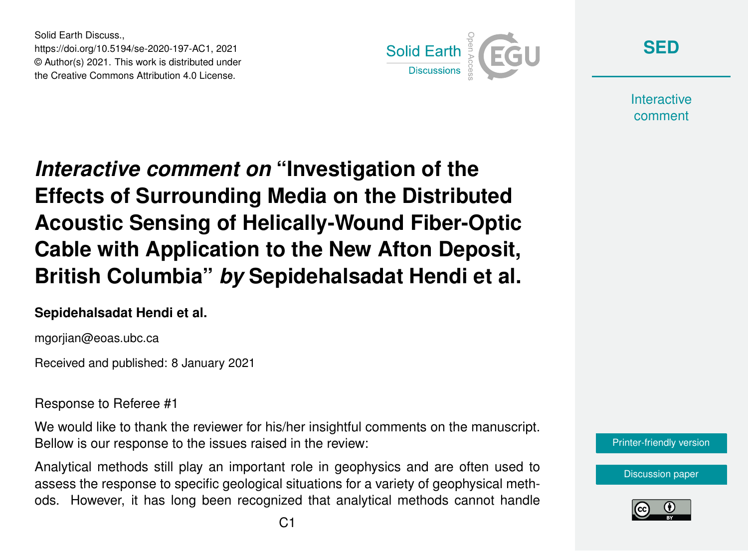# *Interactive comment on* "Investigation of the Effects of Surrounding Media on the Distributed Acoustic Sensing of Helically-Wound Fiber-Optic Cable with Application to the New Afton Deposit, British Columbia" *by* Sepidehalsadat Hendi et al.

**Sepidehalsadat Hendi et al.**

mgorjian@eoas.ubc.ca

Received and published: 8 January 2021

Response to Referee #1

We would like to thank the reviewer for his/her insightful comments on the manuscript. Bellow is our response to the issues raised in the review:

Analytical methods still play an important role in geophysics and are often used to assess the response to specific geological situations for a variety of geophysical methods. However, it has long been recognized that analytical methods cannot handle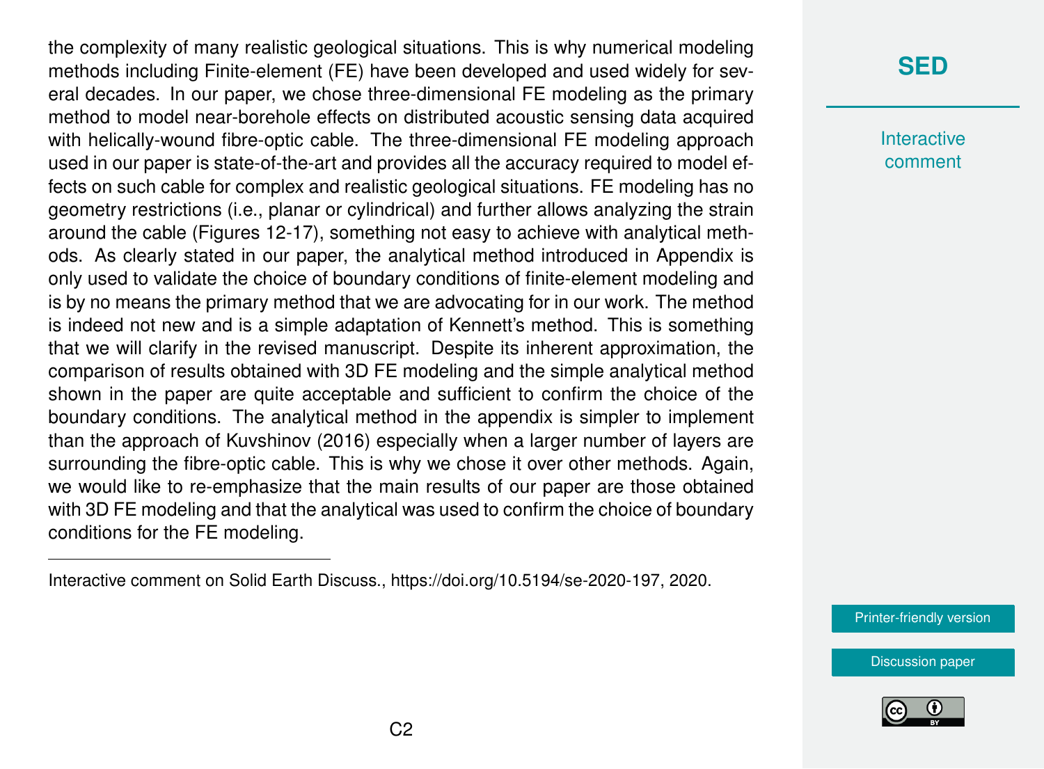the complexity of many realistic geological situations. This is why numerical modeling methods including Finite-element (FE) have been developed and used widely for several decades. In our paper, we chose three-dimensional FE modeling as the primary method to model near-borehole effects on distributed acoustic sensing data acquired with helically-wound fibre-optic cable. The three-dimensional FE modeling approach used in our paper is state-of-the-art and provides all the accuracy required to model effects on such cable for complex and realistic geological situations. FE modeling has no geometry restrictions (i.e., planar or cylindrical) and further allows analyzing the strain around the cable (Figures 12-17), something not easy to achieve with analytical methods. As clearly stated in our paper, the analytical method introduced in Appendix is only used to validate the choice of boundary conditions of finite-element modeling and is by no means the primary method that we are advocating for in our work. The method is indeed not new and is a simple adaptation of Kennett's method. This is something that we will clarify in the revised manuscript. Despite its inherent approximation, the comparison of results obtained with 3D FE modeling and the simple analytical method shown in the paper are quite acceptable and sufficient to confirm the choice of the boundary conditions. The analytical method in the appendix is simpler to implement than the approach of Kuvshinov (2016) especially when a larger number of layers are surrounding the fibre-optic cable. This is why we chose it over other methods. Again, we would like to re-emphasize that the main results of our paper are those obtained with 3D FE modeling and that the analytical was used to confirm the choice of boundary conditions for the FE modeling.

---

Interactive comment on Solid Earth Discuss., https://doi.org/10.5194/se-2020-197, 2020.